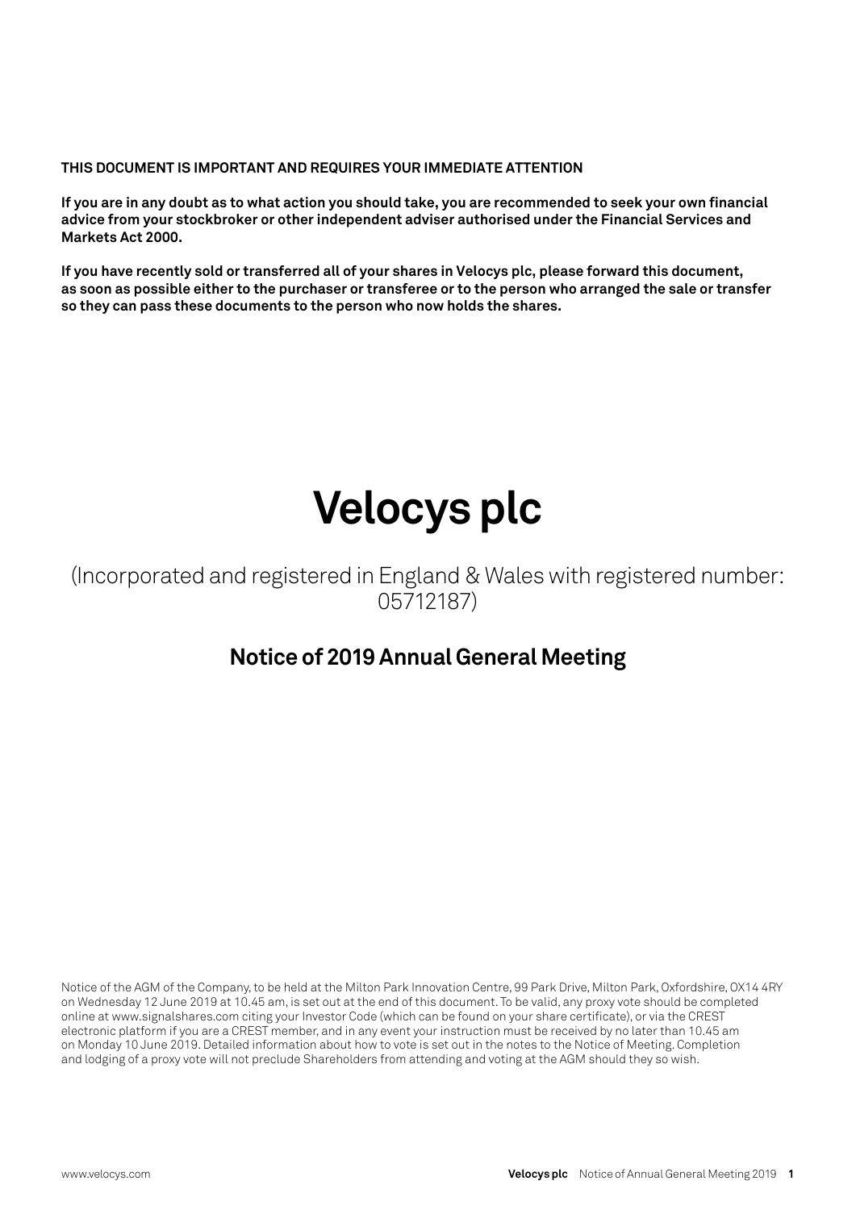**THIS DOCUMENT IS IMPORTANT AND REQUIRES YOUR IMMEDIATE ATTENTION**

**If you are in any doubt as to what action you should take, you are recommended to seek your own financial advice from your stockbroker or other independent adviser authorised under the Financial Services and Markets Act 2000.**

**If you have recently sold or transferred all of your shares in Velocys plc, please forward this document, as soon as possible either to the purchaser or transferee or to the person who arranged the sale or transfer so they can pass these documents to the person who now holds the shares.**

# Velocys plc

(Incorporated and registered in England & Wales with registered number: 05712187)

## Notice of 2019 Annual General Meeting

Notice of the AGM of the Company, to be held at the Milton Park Innovation Centre, 99 Park Drive, Milton Park, Oxfordshire, OX14 4RY on Wednesday 12 June 2019 at 10.45 am, is set out at the end of this document. To be valid, any proxy vote should be completed online at www.signalshares.com citing your Investor Code (which can be found on your share certificate), or via the CREST electronic platform if you are a CREST member, and in any event your instruction must be received by no later than 10.45 am on Monday 10 June 2019. Detailed information about how to vote is set out in the notes to the Notice of Meeting. Completion and lodging of a proxy vote will not preclude Shareholders from attending and voting at the AGM should they so wish.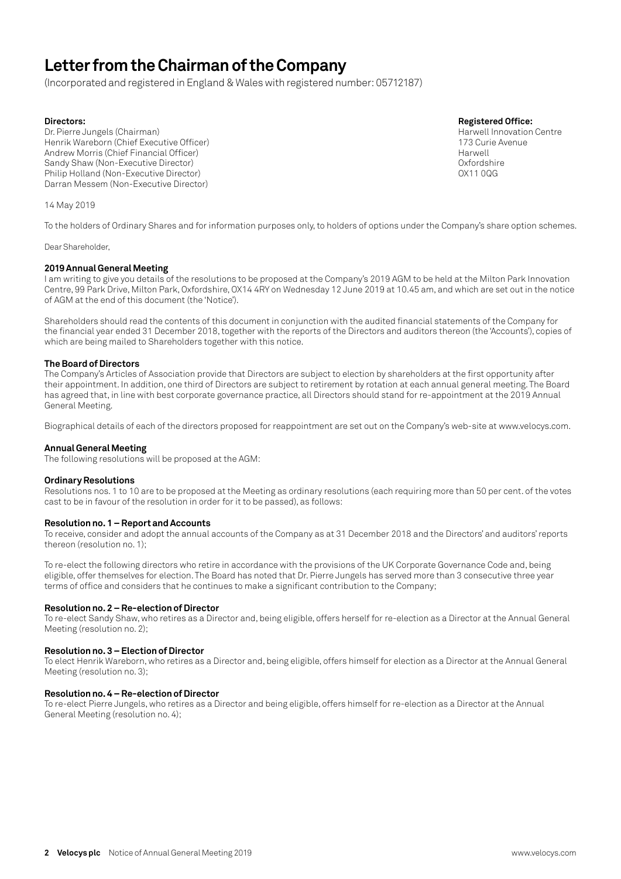# Letter from the Chairman of the Company

(Incorporated and registered in England & Wales with registered number: 05712187)

**Directors:**
Dr. Pierre Jungels (Chairman)
Henrik Wareborn (Chief Executive Officer)
Andrew Morris (Chief Financial Officer)
Sandy Shaw (Non-Executive Director)
Philip Holland (Non-Executive Director)
Darran Messem (Non-Executive Director)

**Registered Office:**
Harwell Innovation Centre
173 Curie Avenue
Harwell
Oxfordshire
OX11 0QG

14 May 2019

To the holders of Ordinary Shares and for information purposes only, to holders of options under the Company's share option schemes.

Dear Shareholder,

**2019 Annual General Meeting**
I am writing to give you details of the resolutions to be proposed at the Company's 2019 AGM to be held at the Milton Park Innovation Centre, 99 Park Drive, Milton Park, Oxfordshire, OX14 4RY on Wednesday 12 June 2019 at 10.45 am, and which are set out in the notice of AGM at the end of this document (the 'Notice').

Shareholders should read the contents of this document in conjunction with the audited financial statements of the Company for the financial year ended 31 December 2018, together with the reports of the Directors and auditors thereon (the 'Accounts'), copies of which are being mailed to Shareholders together with this notice.

**The Board of Directors**
The Company's Articles of Association provide that Directors are subject to election by shareholders at the first opportunity after their appointment. In addition, one third of Directors are subject to retirement by rotation at each annual general meeting. The Board has agreed that, in line with best corporate governance practice, all Directors should stand for re-appointment at the 2019 Annual General Meeting.

Biographical details of each of the directors proposed for reappointment are set out on the Company's web-site at www.velocys.com.

**Annual General Meeting**
The following resolutions will be proposed at the AGM:

**Ordinary Resolutions**
Resolutions nos. 1 to 10 are to be proposed at the Meeting as ordinary resolutions (each requiring more than 50 per cent. of the votes cast to be in favour of the resolution in order for it to be passed), as follows:

**Resolution no. 1 – Report and Accounts**
To receive, consider and adopt the annual accounts of the Company as at 31 December 2018 and the Directors' and auditors' reports thereon (resolution no. 1);

To re-elect the following directors who retire in accordance with the provisions of the UK Corporate Governance Code and, being eligible, offer themselves for election. The Board has noted that Dr. Pierre Jungels has served more than 3 consecutive three year terms of office and considers that he continues to make a significant contribution to the Company;

**Resolution no. 2 – Re-election of Director**
To re-elect Sandy Shaw, who retires as a Director and, being eligible, offers herself for re-election as a Director at the Annual General Meeting (resolution no. 2);

**Resolution no. 3 – Election of Director**
To elect Henrik Wareborn, who retires as a Director and, being eligible, offers himself for election as a Director at the Annual General Meeting (resolution no. 3);

**Resolution no. 4 – Re-election of Director**
To re-elect Pierre Jungels, who retires as a Director and being eligible, offers himself for re-election as a Director at the Annual General Meeting (resolution no. 4);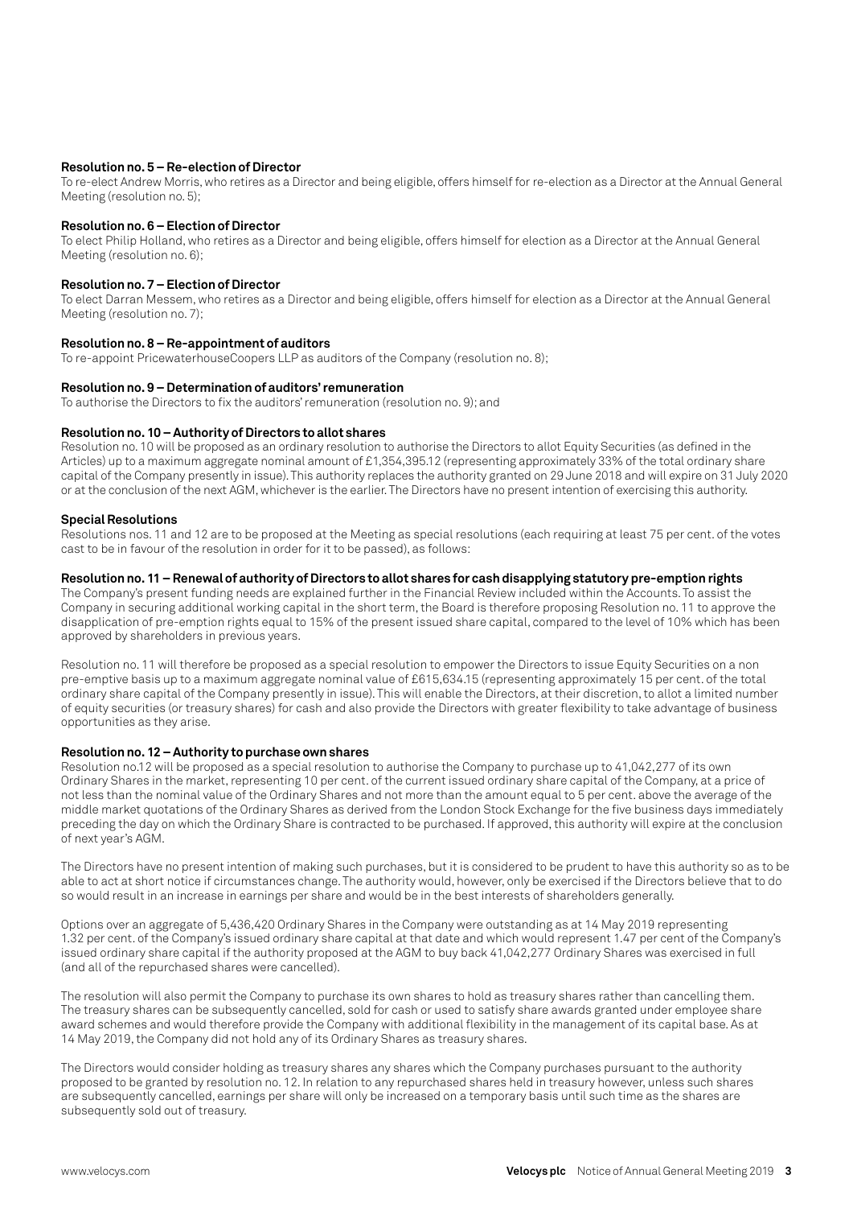**Resolution no. 5 – Re-election of Director**

To re-elect Andrew Morris, who retires as a Director and being eligible, offers himself for re-election as a Director at the Annual General Meeting (resolution no. 5);

**Resolution no. 6 – Election of Director**

To elect Philip Holland, who retires as a Director and being eligible, offers himself for election as a Director at the Annual General Meeting (resolution no. 6);

**Resolution no. 7 – Election of Director**

To elect Darran Messem, who retires as a Director and being eligible, offers himself for election as a Director at the Annual General Meeting (resolution no. 7);

**Resolution no. 8 – Re-appointment of auditors**

To re-appoint PricewaterhouseCoopers LLP as auditors of the Company (resolution no. 8);

**Resolution no. 9 – Determination of auditors' remuneration**

To authorise the Directors to fix the auditors' remuneration (resolution no. 9); and

**Resolution no. 10 – Authority of Directors to allot shares**

Resolution no. 10 will be proposed as an ordinary resolution to authorise the Directors to allot Equity Securities (as defined in the Articles) up to a maximum aggregate nominal amount of £1,354,395.12 (representing approximately 33% of the total ordinary share capital of the Company presently in issue). This authority replaces the authority granted on 29 June 2018 and will expire on 31 July 2020 or at the conclusion of the next AGM, whichever is the earlier. The Directors have no present intention of exercising this authority.

**Special Resolutions**

Resolutions nos. 11 and 12 are to be proposed at the Meeting as special resolutions (each requiring at least 75 per cent. of the votes cast to be in favour of the resolution in order for it to be passed), as follows:

**Resolution no. 11 – Renewal of authority of Directors to allot shares for cash disapplying statutory pre-emption rights**

The Company's present funding needs are explained further in the Financial Review included within the Accounts. To assist the Company in securing additional working capital in the short term, the Board is therefore proposing Resolution no. 11 to approve the disapplication of pre-emption rights equal to 15% of the present issued share capital, compared to the level of 10% which has been approved by shareholders in previous years.

Resolution no. 11 will therefore be proposed as a special resolution to empower the Directors to issue Equity Securities on a non pre-emptive basis up to a maximum aggregate nominal value of £615,634.15 (representing approximately 15 per cent. of the total ordinary share capital of the Company presently in issue). This will enable the Directors, at their discretion, to allot a limited number of equity securities (or treasury shares) for cash and also provide the Directors with greater flexibility to take advantage of business opportunities as they arise.

**Resolution no. 12 – Authority to purchase own shares**

Resolution no.12 will be proposed as a special resolution to authorise the Company to purchase up to 41,042,277 of its own Ordinary Shares in the market, representing 10 per cent. of the current issued ordinary share capital of the Company, at a price of not less than the nominal value of the Ordinary Shares and not more than the amount equal to 5 per cent. above the average of the middle market quotations of the Ordinary Shares as derived from the London Stock Exchange for the five business days immediately preceding the day on which the Ordinary Share is contracted to be purchased. If approved, this authority will expire at the conclusion of next year's AGM.

The Directors have no present intention of making such purchases, but it is considered to be prudent to have this authority so as to be able to act at short notice if circumstances change. The authority would, however, only be exercised if the Directors believe that to do so would result in an increase in earnings per share and would be in the best interests of shareholders generally.

Options over an aggregate of 5,436,420 Ordinary Shares in the Company were outstanding as at 14 May 2019 representing 1.32 per cent. of the Company's issued ordinary share capital at that date and which would represent 1.47 per cent of the Company's issued ordinary share capital if the authority proposed at the AGM to buy back 41,042,277 Ordinary Shares was exercised in full (and all of the repurchased shares were cancelled).

The resolution will also permit the Company to purchase its own shares to hold as treasury shares rather than cancelling them. The treasury shares can be subsequently cancelled, sold for cash or used to satisfy share awards granted under employee share award schemes and would therefore provide the Company with additional flexibility in the management of its capital base. As at 14 May 2019, the Company did not hold any of its Ordinary Shares as treasury shares.

The Directors would consider holding as treasury shares any shares which the Company purchases pursuant to the authority proposed to be granted by resolution no. 12. In relation to any repurchased shares held in treasury however, unless such shares are subsequently cancelled, earnings per share will only be increased on a temporary basis until such time as the shares are subsequently sold out of treasury.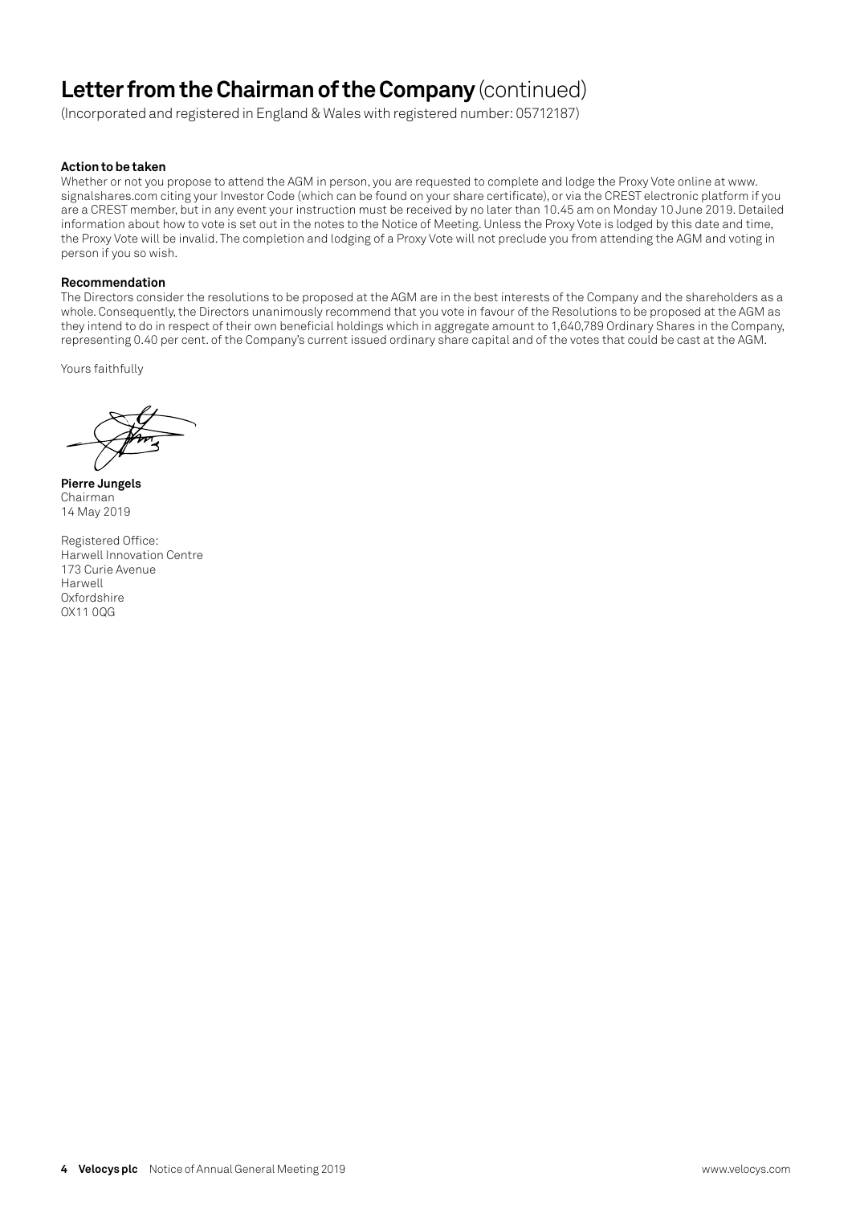# **Letter from the Chairman of the Company** (continued)

(Incorporated and registered in England & Wales with registered number: 05712187)

**Action to be taken**

Whether or not you propose to attend the AGM in person, you are requested to complete and lodge the Proxy Vote online at www.signalshares.com citing your Investor Code (which can be found on your share certificate), or via the CREST electronic platform if you are a CREST member, but in any event your instruction must be received by no later than 10.45 am on Monday 10 June 2019. Detailed information about how to vote is set out in the notes to the Notice of Meeting. Unless the Proxy Vote is lodged by this date and time, the Proxy Vote will be invalid. The completion and lodging of a Proxy Vote will not preclude you from attending the AGM and voting in person if you so wish.

**Recommendation**

The Directors consider the resolutions to be proposed at the AGM are in the best interests of the Company and the shareholders as a whole. Consequently, the Directors unanimously recommend that you vote in favour of the Resolutions to be proposed at the AGM as they intend to do in respect of their own beneficial holdings which in aggregate amount to 1,640,789 Ordinary Shares in the Company, representing 0.40 per cent. of the Company's current issued ordinary share capital and of the votes that could be cast at the AGM.

Yours faithfully

**Pierre Jungels**
Chairman
14 May 2019

Registered Office:
Harwell Innovation Centre
173 Curie Avenue
Harwell
Oxfordshire
OX11 0QG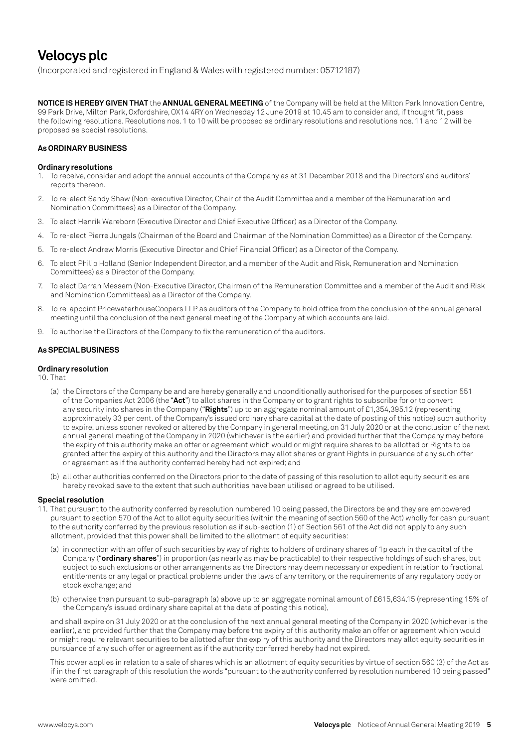# Velocys plc

(Incorporated and registered in England & Wales with registered number: 05712187)

**NOTICE IS HEREBY GIVEN THAT** the **ANNUAL GENERAL MEETING** of the Company will be held at the Milton Park Innovation Centre, 99 Park Drive, Milton Park, Oxfordshire, OX14 4RY on Wednesday 12 June 2019 at 10.45 am to consider and, if thought fit, pass the following resolutions. Resolutions nos. 1 to 10 will be proposed as ordinary resolutions and resolutions nos. 11 and 12 will be proposed as special resolutions.

### As ORDINARY BUSINESS

#### Ordinary resolutions

1. To receive, consider and adopt the annual accounts of the Company as at 31 December 2018 and the Directors' and auditors' reports thereon.
2. To re-elect Sandy Shaw (Non-executive Director, Chair of the Audit Committee and a member of the Remuneration and Nomination Committees) as a Director of the Company.
3. To elect Henrik Wareborn (Executive Director and Chief Executive Officer) as a Director of the Company.
4. To re-elect Pierre Jungels (Chairman of the Board and Chairman of the Nomination Committee) as a Director of the Company.
5. To re-elect Andrew Morris (Executive Director and Chief Financial Officer) as a Director of the Company.
6. To elect Philip Holland (Senior Independent Director, and a member of the Audit and Risk, Remuneration and Nomination Committees) as a Director of the Company.
7. To elect Darran Messem (Non-Executive Director, Chairman of the Remuneration Committee and a member of the Audit and Risk and Nomination Committees) as a Director of the Company.
8. To re-appoint PricewaterhouseCoopers LLP as auditors of the Company to hold office from the conclusion of the annual general meeting until the conclusion of the next general meeting of the Company at which accounts are laid.
9. To authorise the Directors of the Company to fix the remuneration of the auditors.

### As SPECIAL BUSINESS

#### Ordinary resolution

10. That
    (a) the Directors of the Company be and are hereby generally and unconditionally authorised for the purposes of section 551 of the Companies Act 2006 (the "**Act**") to allot shares in the Company or to grant rights to subscribe for or to convert any security into shares in the Company ("**Rights**") up to an aggregate nominal amount of £1,354,395.12 (representing approximately 33 per cent. of the Company's issued ordinary share capital at the date of posting of this notice) such authority to expire, unless sooner revoked or altered by the Company in general meeting, on 31 July 2020 or at the conclusion of the next annual general meeting of the Company in 2020 (whichever is the earlier) and provided further that the Company may before the expiry of this authority make an offer or agreement which would or might require shares to be allotted or Rights to be granted after the expiry of this authority and the Directors may allot shares or grant Rights in pursuance of any such offer or agreement as if the authority conferred hereby had not expired; and

    (b) all other authorities conferred on the Directors prior to the date of passing of this resolution to allot equity securities are hereby revoked save to the extent that such authorities have been utilised or agreed to be utilised.

#### Special resolution

11. That pursuant to the authority conferred by resolution numbered 10 being passed, the Directors be and they are empowered pursuant to section 570 of the Act to allot equity securities (within the meaning of section 560 of the Act) wholly for cash pursuant to the authority conferred by the previous resolution as if sub-section (1) of Section 561 of the Act did not apply to any such allotment, provided that this power shall be limited to the allotment of equity securities:

    (a) in connection with an offer of such securities by way of rights to holders of ordinary shares of 1p each in the capital of the Company ("**ordinary shares**") in proportion (as nearly as may be practicable) to their respective holdings of such shares, but subject to such exclusions or other arrangements as the Directors may deem necessary or expedient in relation to fractional entitlements or any legal or practical problems under the laws of any territory, or the requirements of any regulatory body or stock exchange; and

    (b) otherwise than pursuant to sub-paragraph (a) above up to an aggregate nominal amount of £615,634.15 (representing 15% of the Company's issued ordinary share capital at the date of posting this notice),

    and shall expire on 31 July 2020 or at the conclusion of the next annual general meeting of the Company in 2020 (whichever is the earlier), and provided further that the Company may before the expiry of this authority make an offer or agreement which would or might require relevant securities to be allotted after the expiry of this authority and the Directors may allot equity securities in pursuance of any such offer or agreement as if the authority conferred hereby had not expired.

    This power applies in relation to a sale of shares which is an allotment of equity securities by virtue of section 560 (3) of the Act as if in the first paragraph of this resolution the words "pursuant to the authority conferred by resolution numbered 10 being passed" were omitted.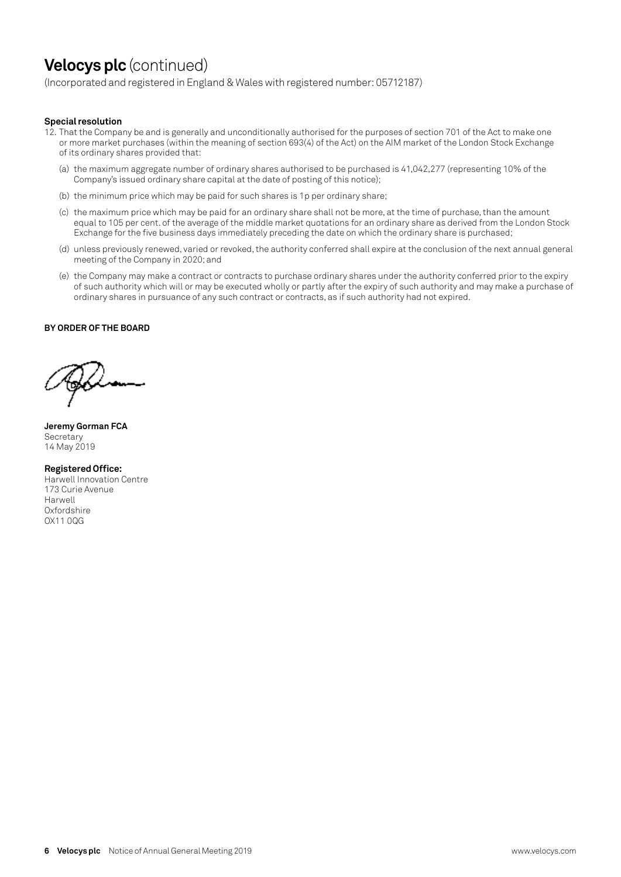# **Velocys plc** (continued)

(Incorporated and registered in England & Wales with registered number: 05712187)

**Special resolution**

12. That the Company be and is generally and unconditionally authorised for the purposes of section 701 of the Act to make one or more market purchases (within the meaning of section 693(4) of the Act) on the AIM market of the London Stock Exchange of its ordinary shares provided that:

    (a) the maximum aggregate number of ordinary shares authorised to be purchased is 41,042,277 (representing 10% of the Company's issued ordinary share capital at the date of posting of this notice);

    (b) the minimum price which may be paid for such shares is 1p per ordinary share;

    (c) the maximum price which may be paid for an ordinary share shall not be more, at the time of purchase, than the amount equal to 105 per cent. of the average of the middle market quotations for an ordinary share as derived from the London Stock Exchange for the five business days immediately preceding the date on which the ordinary share is purchased;

    (d) unless previously renewed, varied or revoked, the authority conferred shall expire at the conclusion of the next annual general meeting of the Company in 2020; and

    (e) the Company may make a contract or contracts to purchase ordinary shares under the authority conferred prior to the expiry of such authority which will or may be executed wholly or partly after the expiry of such authority and may make a purchase of ordinary shares in pursuance of any such contract or contracts, as if such authority had not expired.

**BY ORDER OF THE BOARD**

**Jeremy Gorman FCA**
Secretary
14 May 2019

**Registered Office:**
Harwell Innovation Centre
173 Curie Avenue
Harwell
Oxfordshire
OX11 0QG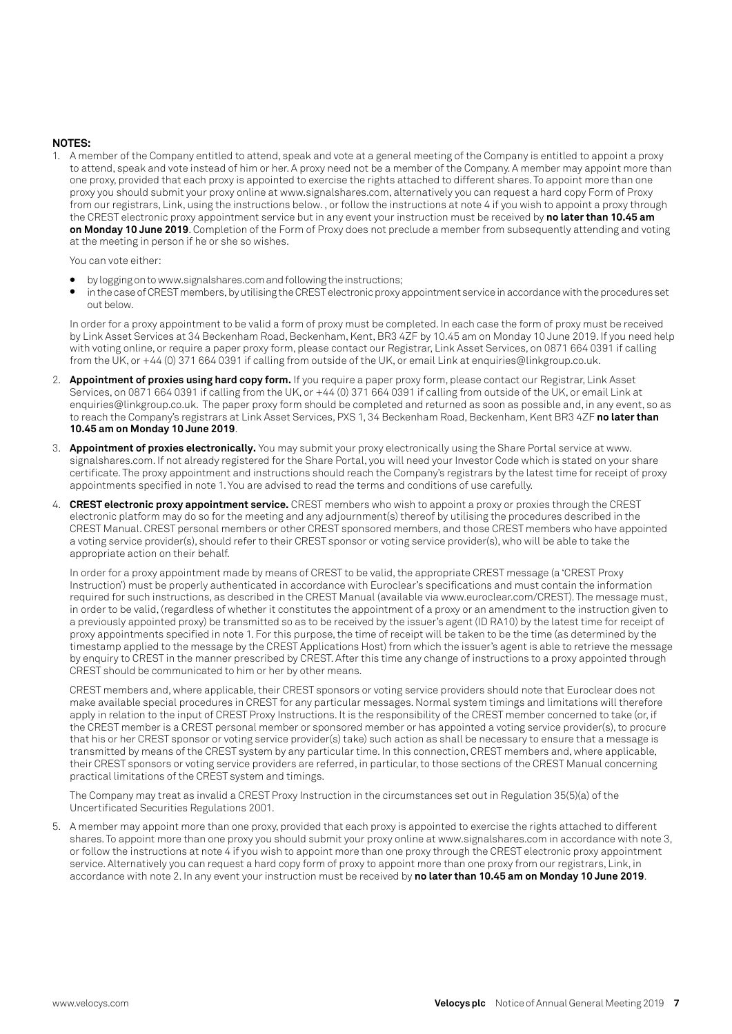**NOTES:**

1. A member of the Company entitled to attend, speak and vote at a general meeting of the Company is entitled to appoint a proxy to attend, speak and vote instead of him or her. A proxy need not be a member of the Company. A member may appoint more than one proxy, provided that each proxy is appointed to exercise the rights attached to different shares. To appoint more than one proxy you should submit your proxy online at www.signalshares.com, alternatively you can request a hard copy Form of Proxy from our registrars, Link, using the instructions below. , or follow the instructions at note 4 if you wish to appoint a proxy through the CREST electronic proxy appointment service but in any event your instruction must be received by **no later than 10.45 am on Monday 10 June 2019**. Completion of the Form of Proxy does not preclude a member from subsequently attending and voting at the meeting in person if he or she so wishes.

   You can vote either:

   - by logging on to www.signalshares.com and following the instructions;
   - in the case of CREST members, by utilising the CREST electronic proxy appointment service in accordance with the procedures set out below.

   In order for a proxy appointment to be valid a form of proxy must be completed. In each case the form of proxy must be received by Link Asset Services at 34 Beckenham Road, Beckenham, Kent, BR3 4ZF by 10.45 am on Monday 10 June 2019. If you need help with voting online, or require a paper proxy form, please contact our Registrar, Link Asset Services, on 0871 664 0391 if calling from the UK, or +44 (0) 371 664 0391 if calling from outside of the UK, or email Link at enquiries@linkgroup.co.uk.

2. **Appointment of proxies using hard copy form.** If you require a paper proxy form, please contact our Registrar, Link Asset Services, on 0871 664 0391 if calling from the UK, or +44 (0) 371 664 0391 if calling from outside of the UK, or email Link at enquiries@linkgroup.co.uk. The paper proxy form should be completed and returned as soon as possible and, in any event, so as to reach the Company's registrars at Link Asset Services, PXS 1, 34 Beckenham Road, Beckenham, Kent BR3 4ZF **no later than 10.45 am on Monday 10 June 2019**.

3. **Appointment of proxies electronically.** You may submit your proxy electronically using the Share Portal service at www.signalshares.com. If not already registered for the Share Portal, you will need your Investor Code which is stated on your share certificate. The proxy appointment and instructions should reach the Company's registrars by the latest time for receipt of proxy appointments specified in note 1. You are advised to read the terms and conditions of use carefully.

4. **CREST electronic proxy appointment service.** CREST members who wish to appoint a proxy or proxies through the CREST electronic platform may do so for the meeting and any adjournment(s) thereof by utilising the procedures described in the CREST Manual. CREST personal members or other CREST sponsored members, and those CREST members who have appointed a voting service provider(s), should refer to their CREST sponsor or voting service provider(s), who will be able to take the appropriate action on their behalf.

   In order for a proxy appointment made by means of CREST to be valid, the appropriate CREST message (a 'CREST Proxy Instruction') must be properly authenticated in accordance with Euroclear's specifications and must contain the information required for such instructions, as described in the CREST Manual (available via www.euroclear.com/CREST). The message must, in order to be valid, (regardless of whether it constitutes the appointment of a proxy or an amendment to the instruction given to a previously appointed proxy) be transmitted so as to be received by the issuer's agent (ID RA10) by the latest time for receipt of proxy appointments specified in note 1. For this purpose, the time of receipt will be taken to be the time (as determined by the timestamp applied to the message by the CREST Applications Host) from which the issuer's agent is able to retrieve the message by enquiry to CREST in the manner prescribed by CREST. After this time any change of instructions to a proxy appointed through CREST should be communicated to him or her by other means.

   CREST members and, where applicable, their CREST sponsors or voting service providers should note that Euroclear does not make available special procedures in CREST for any particular messages. Normal system timings and limitations will therefore apply in relation to the input of CREST Proxy Instructions. It is the responsibility of the CREST member concerned to take (or, if the CREST member is a CREST personal member or sponsored member or has appointed a voting service provider(s), to procure that his or her CREST sponsor or voting service provider(s) take) such action as shall be necessary to ensure that a message is transmitted by means of the CREST system by any particular time. In this connection, CREST members and, where applicable, their CREST sponsors or voting service providers are referred, in particular, to those sections of the CREST Manual concerning practical limitations of the CREST system and timings.

   The Company may treat as invalid a CREST Proxy Instruction in the circumstances set out in Regulation 35(5)(a) of the Uncertificated Securities Regulations 2001.

5. A member may appoint more than one proxy, provided that each proxy is appointed to exercise the rights attached to different shares. To appoint more than one proxy you should submit your proxy online at www.signalshares.com in accordance with note 3, or follow the instructions at note 4 if you wish to appoint more than one proxy through the CREST electronic proxy appointment service. Alternatively you can request a hard copy form of proxy to appoint more than one proxy from our registrars, Link, in accordance with note 2. In any event your instruction must be received by **no later than 10.45 am on Monday 10 June 2019**.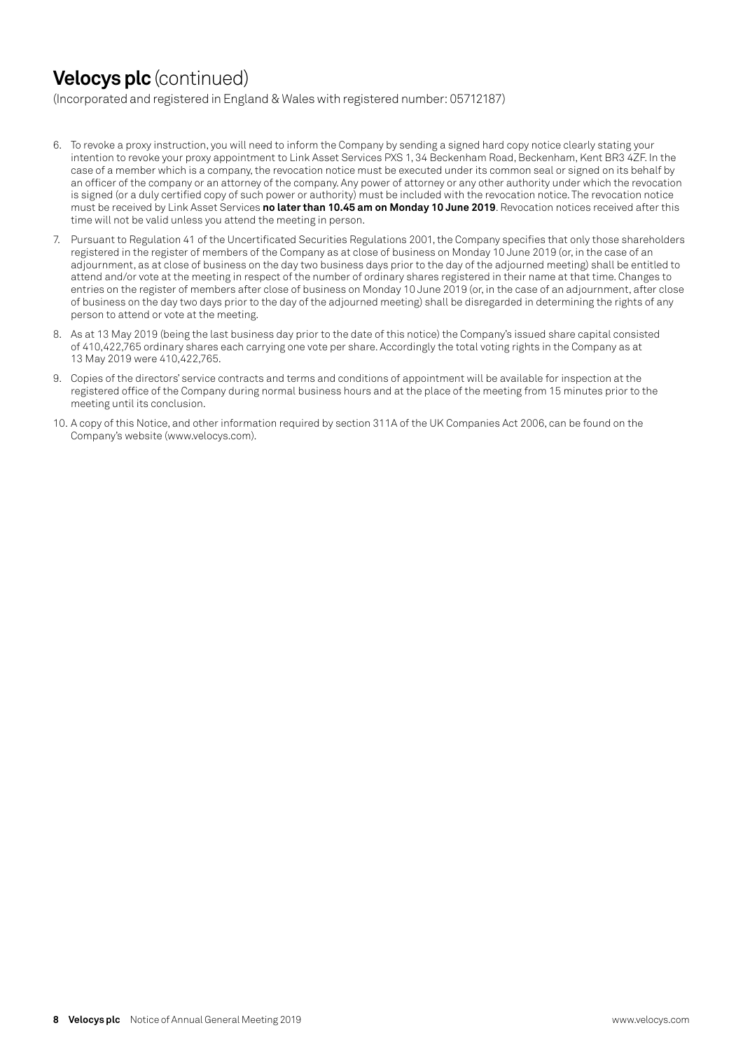# **Velocys plc** (continued)

(Incorporated and registered in England & Wales with registered number: 05712187)

6. To revoke a proxy instruction, you will need to inform the Company by sending a signed hard copy notice clearly stating your intention to revoke your proxy appointment to Link Asset Services PXS 1, 34 Beckenham Road, Beckenham, Kent BR3 4ZF. In the case of a member which is a company, the revocation notice must be executed under its common seal or signed on its behalf by an officer of the company or an attorney of the company. Any power of attorney or any other authority under which the revocation is signed (or a duly certified copy of such power or authority) must be included with the revocation notice. The revocation notice must be received by Link Asset Services **no later than 10.45 am on Monday 10 June 2019**. Revocation notices received after this time will not be valid unless you attend the meeting in person.
7. Pursuant to Regulation 41 of the Uncertificated Securities Regulations 2001, the Company specifies that only those shareholders registered in the register of members of the Company as at close of business on Monday 10 June 2019 (or, in the case of an adjournment, as at close of business on the day two business days prior to the day of the adjourned meeting) shall be entitled to attend and/or vote at the meeting in respect of the number of ordinary shares registered in their name at that time. Changes to entries on the register of members after close of business on Monday 10 June 2019 (or, in the case of an adjournment, after close of business on the day two days prior to the day of the adjourned meeting) shall be disregarded in determining the rights of any person to attend or vote at the meeting.
8. As at 13 May 2019 (being the last business day prior to the date of this notice) the Company's issued share capital consisted of 410,422,765 ordinary shares each carrying one vote per share. Accordingly the total voting rights in the Company as at 13 May 2019 were 410,422,765.
9. Copies of the directors' service contracts and terms and conditions of appointment will be available for inspection at the registered office of the Company during normal business hours and at the place of the meeting from 15 minutes prior to the meeting until its conclusion.
10. A copy of this Notice, and other information required by section 311A of the UK Companies Act 2006, can be found on the Company's website (www.velocys.com).